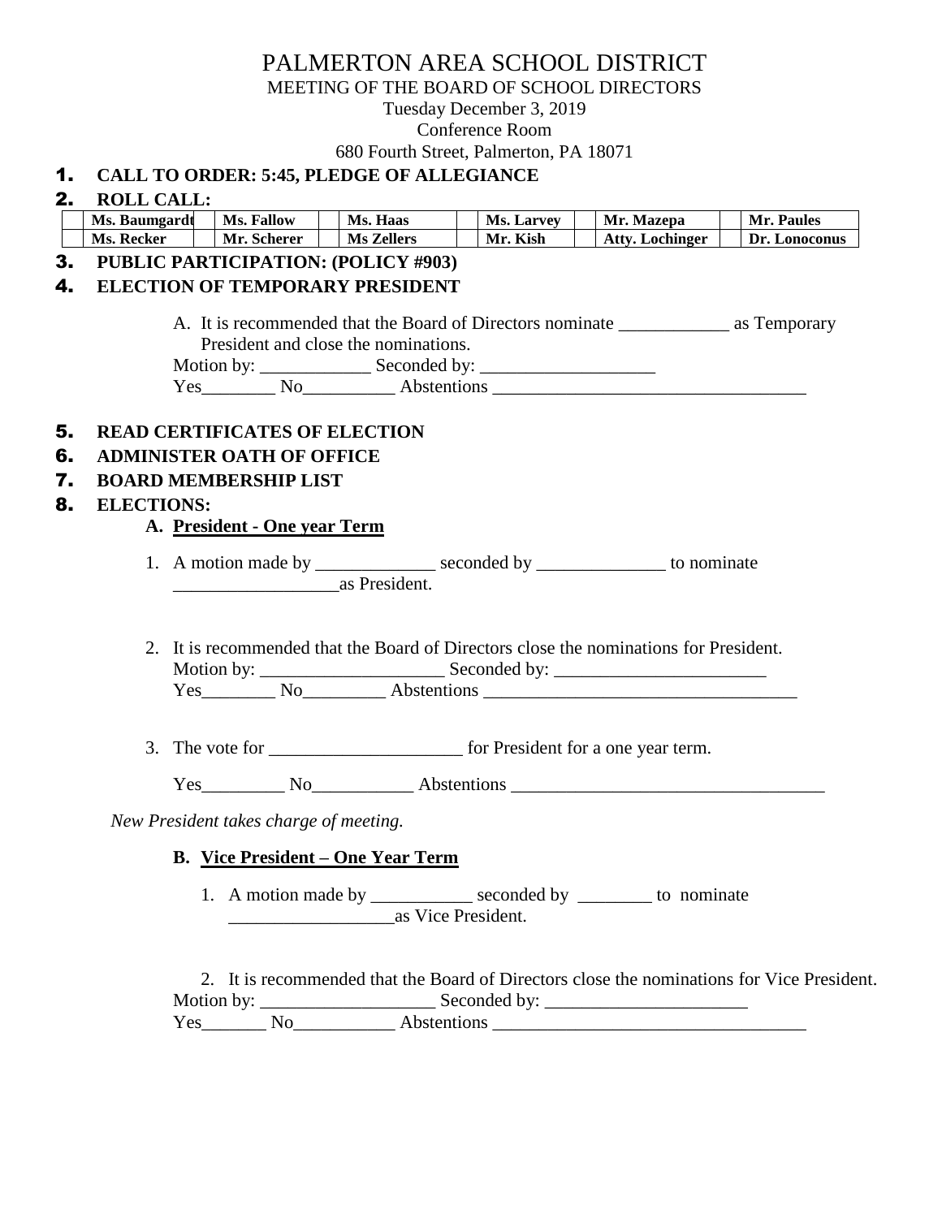# PALMERTON AREA SCHOOL DISTRICT

MEETING OF THE BOARD OF SCHOOL DIRECTORS

Tuesday December 3, 2019

Conference Room

680 Fourth Street, Palmerton, PA 18071

1. **CALL TO ORDER: 5:45, PLEDGE OF ALLEGIANCE**
2. **ROLL CALL:**

| | Ms. Baumgardt | | Ms. Fallow | | Ms. Haas | | Ms. Larvey | | Mr. Mazepa | | Mr. Paules |
|---|---|---|---|---|---|---|---|---|---|---|---|
| | Ms. Recker | | Mr. Scherer | | Ms Zellers | | Mr. Kish | | Atty. Lochinger | | Dr. Lonoconus |

3. **PUBLIC PARTICIPATION: (POLICY #903)**
4. **ELECTION OF TEMPORARY PRESIDENT**

A. It is recommended that the Board of Directors nominate ____________ as Temporary President and close the nominations.

Motion by: ____________ Seconded by: ___________________

Yes________ No__________ Abstentions _________________________________

5. **READ CERTIFICATES OF ELECTION**
6. **ADMINISTER OATH OF OFFICE**
7. **BOARD MEMBERSHIP LIST**
8. **ELECTIONS:**

**A. President - One year Term**

1. A motion made by _____________ seconded by ______________ to nominate __________________as President.

2. It is recommended that the Board of Directors close the nominations for President.
   Motion by: ____________________ Seconded by: _______________________
   Yes________ No_________ Abstentions __________________________________

3. The vote for _____________________ for President for a one year term.

   Yes_________ No___________ Abstentions __________________________________

*New President takes charge of meeting.*

**B. Vice President – One Year Term**

1. A motion made by ___________ seconded by ________ to nominate __________________as Vice President.

2. It is recommended that the Board of Directors close the nominations for Vice President.

Motion by: ___________________ Seconded by: ______________________

Yes_______ No___________ Abstentions __________________________________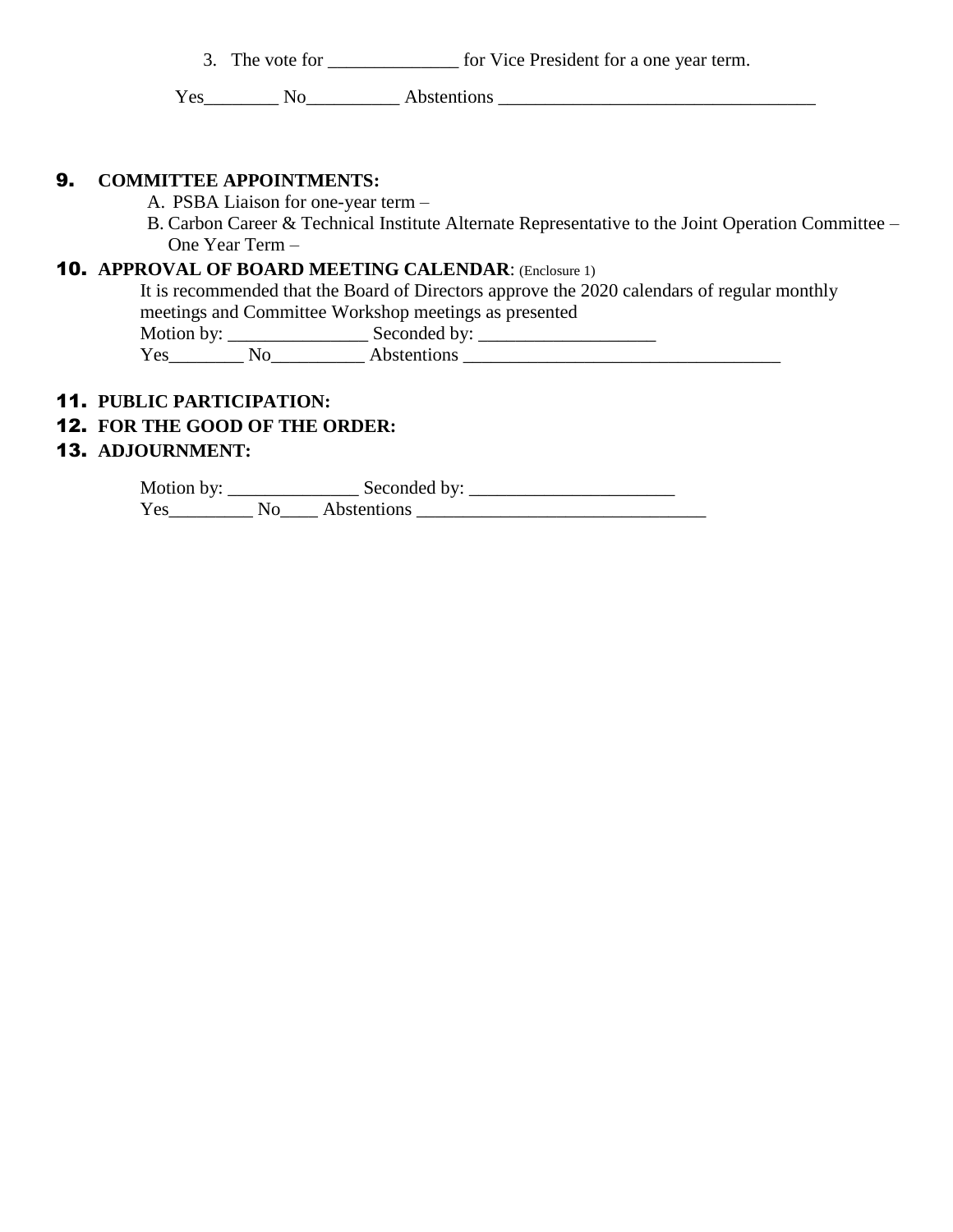3. The vote for ______________ for Vice President for a one year term.

Yes________ No__________ Abstentions __________________________________

**9. COMMITTEE APPOINTMENTS:**

A. PSBA Liaison for one-year term –

B. Carbon Career & Technical Institute Alternate Representative to the Joint Operation Committee – One Year Term –

**10. APPROVAL OF BOARD MEETING CALENDAR**: (Enclosure 1)

It is recommended that the Board of Directors approve the 2020 calendars of regular monthly meetings and Committee Workshop meetings as presented

Motion by: _______________ Seconded by: ___________________

Yes________ No__________ Abstentions __________________________________

**11. PUBLIC PARTICIPATION:**

**12. FOR THE GOOD OF THE ORDER:**

**13. ADJOURNMENT:**

Motion by: ______________ Seconded by: ______________________

Yes_________ No____ Abstentions _______________________________